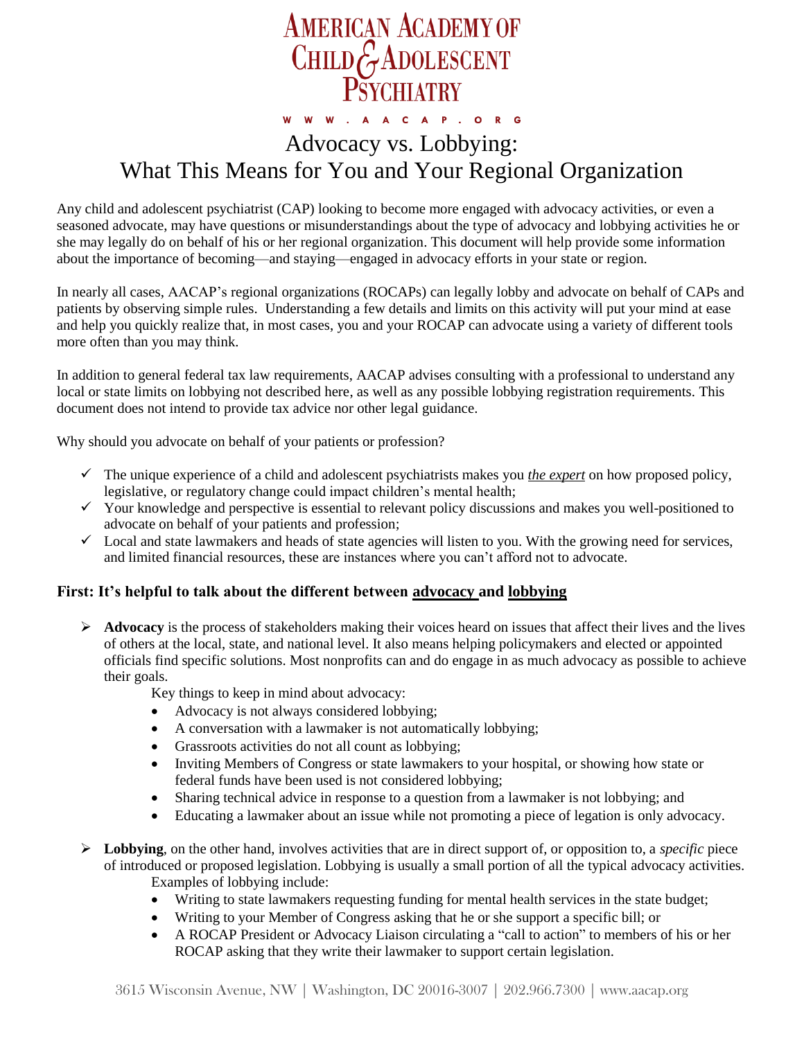# AMERICAN ACADEMY OF CHILD & ADOLESCENT PSYCHIATRY

WWW.AACAP.ORG

# Advocacy vs. Lobbying: What This Means for You and Your Regional Organization

Any child and adolescent psychiatrist (CAP) looking to become more engaged with advocacy activities, or even a seasoned advocate, may have questions or misunderstandings about the type of advocacy and lobbying activities he or she may legally do on behalf of his or her regional organization. This document will help provide some information about the importance of becoming—and staying—engaged in advocacy efforts in your state or region.

In nearly all cases, AACAP's regional organizations (ROCAPs) can legally lobby and advocate on behalf of CAPs and patients by observing simple rules. Understanding a few details and limits on this activity will put your mind at ease and help you quickly realize that, in most cases, you and your ROCAP can advocate using a variety of different tools more often than you may think.

In addition to general federal tax law requirements, AACAP advises consulting with a professional to understand any local or state limits on lobbying not described here, as well as any possible lobbying registration requirements. This document does not intend to provide tax advice nor other legal guidance.

Why should you advocate on behalf of your patients or profession?

- ✓ The unique experience of a child and adolescent psychiatrists makes you ***the expert*** on how proposed policy, legislative, or regulatory change could impact children's mental health;
- ✓ Your knowledge and perspective is essential to relevant policy discussions and makes you well-positioned to advocate on behalf of your patients and profession;
- ✓ Local and state lawmakers and heads of state agencies will listen to you. With the growing need for services, and limited financial resources, these are instances where you can't afford not to advocate.

### First: It's helpful to talk about the different between advocacy and lobbying

- **Advocacy** is the process of stakeholders making their voices heard on issues that affect their lives and the lives of others at the local, state, and national level. It also means helping policymakers and elected or appointed officials find specific solutions. Most nonprofits can and do engage in as much advocacy as possible to achieve their goals.

  Key things to keep in mind about advocacy:
  - Advocacy is not always considered lobbying;
  - A conversation with a lawmaker is not automatically lobbying;
  - Grassroots activities do not all count as lobbying;
  - Inviting Members of Congress or state lawmakers to your hospital, or showing how state or federal funds have been used is not considered lobbying;
  - Sharing technical advice in response to a question from a lawmaker is not lobbying; and
  - Educating a lawmaker about an issue while not promoting a piece of legation is only advocacy.

- **Lobbying**, on the other hand, involves activities that are in direct support of, or opposition to, a *specific* piece of introduced or proposed legislation. Lobbying is usually a small portion of all the typical advocacy activities.

  Examples of lobbying include:
  - Writing to state lawmakers requesting funding for mental health services in the state budget;
  - Writing to your Member of Congress asking that he or she support a specific bill; or
  - A ROCAP President or Advocacy Liaison circulating a "call to action" to members of his or her ROCAP asking that they write their lawmaker to support certain legislation.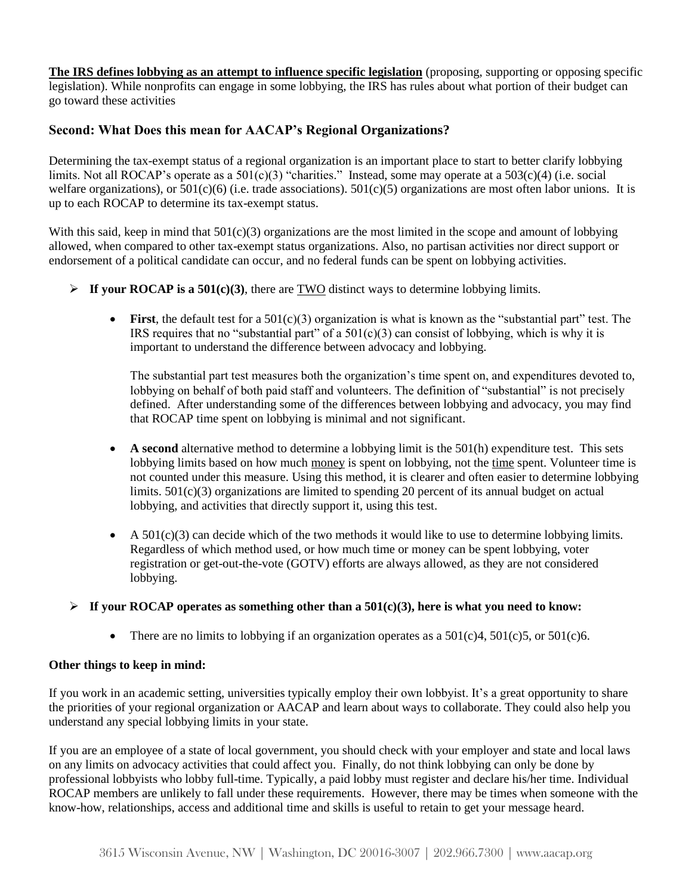**The IRS defines lobbying as an attempt to influence specific legislation** (proposing, supporting or opposing specific legislation). While nonprofits can engage in some lobbying, the IRS has rules about what portion of their budget can go toward these activities

## Second: What Does this mean for AACAP's Regional Organizations?

Determining the tax-exempt status of a regional organization is an important place to start to better clarify lobbying limits. Not all ROCAP's operate as a 501(c)(3) "charities." Instead, some may operate at a 503(c)(4) (i.e. social welfare organizations), or 501(c)(6) (i.e. trade associations). 501(c)(5) organizations are most often labor unions. It is up to each ROCAP to determine its tax-exempt status.

With this said, keep in mind that 501(c)(3) organizations are the most limited in the scope and amount of lobbying allowed, when compared to other tax-exempt status organizations. Also, no partisan activities nor direct support or endorsement of a political candidate can occur, and no federal funds can be spent on lobbying activities.

- **If your ROCAP is a 501(c)(3)**, there are TWO distinct ways to determine lobbying limits.
  - **First**, the default test for a 501(c)(3) organization is what is known as the "substantial part" test. The IRS requires that no "substantial part" of a 501(c)(3) can consist of lobbying, which is why it is important to understand the difference between advocacy and lobbying.

    The substantial part test measures both the organization's time spent on, and expenditures devoted to, lobbying on behalf of both paid staff and volunteers. The definition of "substantial" is not precisely defined. After understanding some of the differences between lobbying and advocacy, you may find that ROCAP time spent on lobbying is minimal and not significant.
  - **A second** alternative method to determine a lobbying limit is the 501(h) expenditure test. This sets lobbying limits based on how much money is spent on lobbying, not the time spent. Volunteer time is not counted under this measure. Using this method, it is clearer and often easier to determine lobbying limits. 501(c)(3) organizations are limited to spending 20 percent of its annual budget on actual lobbying, and activities that directly support it, using this test.
  - A 501(c)(3) can decide which of the two methods it would like to use to determine lobbying limits. Regardless of which method used, or how much time or money can be spent lobbying, voter registration or get-out-the-vote (GOTV) efforts are always allowed, as they are not considered lobbying.
- **If your ROCAP operates as something other than a 501(c)(3), here is what you need to know:**
  - There are no limits to lobbying if an organization operates as a 501(c)4, 501(c)5, or 501(c)6.

**Other things to keep in mind:**

If you work in an academic setting, universities typically employ their own lobbyist. It's a great opportunity to share the priorities of your regional organization or AACAP and learn about ways to collaborate. They could also help you understand any special lobbying limits in your state.

If you are an employee of a state of local government, you should check with your employer and state and local laws on any limits on advocacy activities that could affect you. Finally, do not think lobbying can only be done by professional lobbyists who lobby full-time. Typically, a paid lobby must register and declare his/her time. Individual ROCAP members are unlikely to fall under these requirements. However, there may be times when someone with the know-how, relationships, access and additional time and skills is useful to retain to get your message heard.